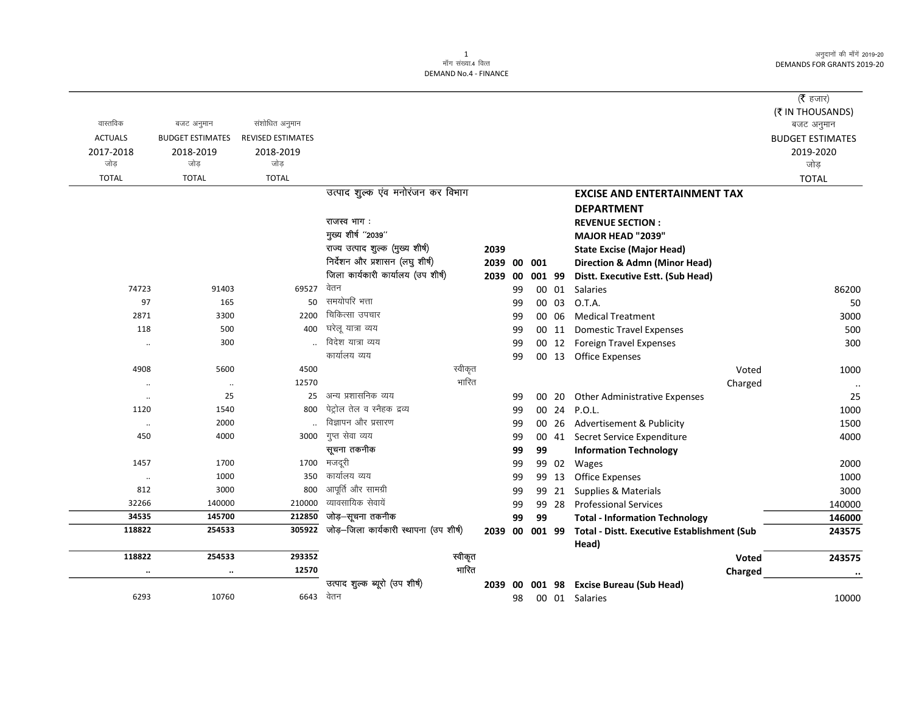मॉंग संख्या.4 वित्त
DEMAND No.4 - FINANCE

अनुदानों की मॉंगें 2019-20
DEMANDS FOR GRANTS 2019-20

(₹ हजार)
(₹ IN THOUSANDS)

| वास्तविक ACTUALS 2017-2018 जोड़ TOTAL | बजट अनुमान BUDGET ESTIMATES 2018-2019 जोड़ TOTAL | संशोधित अनुमान REVISED ESTIMATES 2018-2019 जोड़ TOTAL | | | | | | | बजट अनुमान BUDGET ESTIMATES 2019-2020 जोड़ TOTAL |
|---|---|---|---|---|---|---|---|---|---|
| | | | उत्पाद शुल्क एंव मनोरंजन कर विभाग | | | | | **EXCISE AND ENTERTAINMENT TAX DEPARTMENT** | |
| | | | राजस्व भाग : | | | | | **REVENUE SECTION :** | |
| | | | मुख्य शीर्ष ''2039'' | | | | | **MAJOR HEAD "2039"** | |
| | | | राज्य उत्पाद शुल्क (मुख्य शीर्ष) | 2039 | | | | **State Excise (Major Head)** | |
| | | | निर्देशन और प्रशासन (लघु शीर्ष) | 2039 | 00 | 001 | | **Direction & Admn (Minor Head)** | |
| | | | जिला कार्यकारी कार्यालय (उप शीर्ष) | 2039 | 00 | 001 | 99 | **Distt. Executive Estt. (Sub Head)** | |
| 74723 | 91403 | 69527 | वेतन | | 99 | 00 | 01 | Salaries | 86200 |
| 97 | 165 | 50 | समयोपरि भत्ता | | 99 | 00 | 03 | O.T.A. | 50 |
| 2871 | 3300 | 2200 | चिकित्सा उपचार | | 99 | 00 | 06 | Medical Treatment | 3000 |
| 118 | 500 | 400 | घरेलू यात्रा व्यय | | 99 | 00 | 11 | Domestic Travel Expenses | 500 |
| .. | 300 | .. | विदेश यात्रा व्यय | | 99 | 00 | 12 | Foreign Travel Expenses | 300 |
| | | | कार्यालय व्यय | | 99 | 00 | 13 | Office Expenses | |
| 4908 | 5600 | 4500 | स्वीकृत | | | | | Voted | 1000 |
| .. | .. | 12570 | भारित | | | | | Charged | .. |
| .. | 25 | 25 | अन्य प्रशासनिक व्यय | | 99 | 00 | 20 | Other Administrative Expenses | 25 |
| 1120 | 1540 | 800 | पेट्रोल तेल व स्नैहक द्रव्य | | 99 | 00 | 24 | P.O.L. | 1000 |
| .. | 2000 | .. | विज्ञापन और प्रसारण | | 99 | 00 | 26 | Advertisement & Publicity | 1500 |
| 450 | 4000 | 3000 | गुप्त सेवा व्यय | | 99 | 00 | 41 | Secret Service Expenditure | 4000 |
| | | | **सूचना तकनीक** | | 99 | 99 | | **Information Technology** | |
| 1457 | 1700 | 1700 | मजदूरी | | 99 | 99 | 02 | Wages | 2000 |
| .. | 1000 | 350 | कार्यालय व्यय | | 99 | 99 | 13 | Office Expenses | 1000 |
| 812 | 3000 | 800 | आपूर्ति और सामग्री | | 99 | 99 | 21 | Supplies & Materials | 3000 |
| 32266 | 140000 | 210000 | व्यावसायिक सेवायें | | 99 | 99 | 28 | Professional Services | 140000 |
| **34535** | **145700** | **212850** | **जोड़–सूचना तकनीक** | | **99** | **99** | | **Total - Information Technology** | **146000** |
| **118822** | **254533** | **305922** | **जोड़–जिला कार्यकारी स्थापना (उप शीर्ष)** | **2039** | **00** | **001** | **99** | **Total - Distt. Executive Establishment (Sub Head)** | **243575** |
| **118822** | **254533** | **293352** | स्वीकृत | | | | | **Voted** | **243575** |
| **..** | **..** | **12570** | भारित | | | | | **Charged** | **..** |
| | | | **उत्पाद शुल्क ब्यूरो (उप शीर्ष)** | **2039** | **00** | **001** | **98** | **Excise Bureau (Sub Head)** | |
| 6293 | 10760 | 6643 | वेतन | | 98 | 00 | 01 | Salaries | 10000 |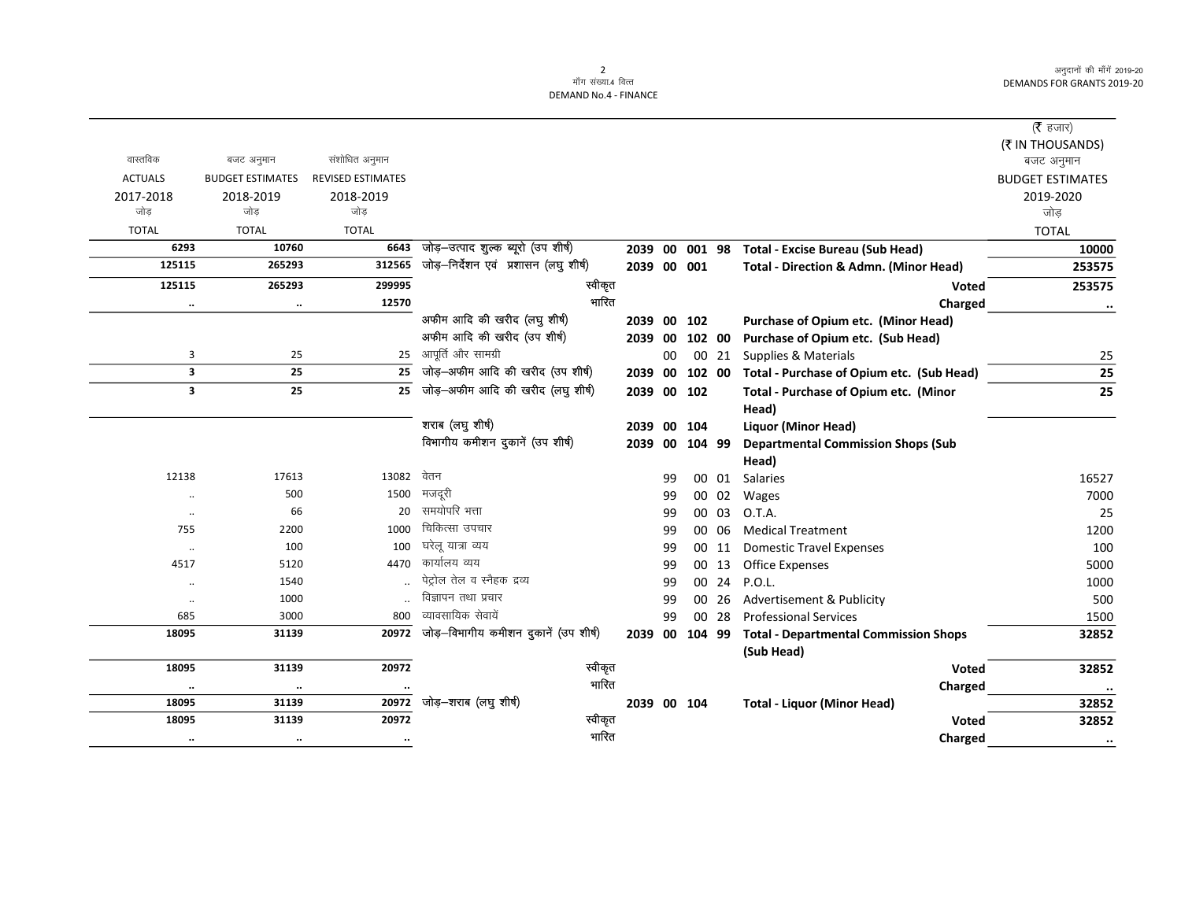| वास्तविक ACTUALS 2017-2018 जोड़ TOTAL | बजट अनुमान BUDGET ESTIMATES 2018-2019 जोड़ TOTAL | संशोधित अनुमान REVISED ESTIMATES 2018-2019 जोड़ TOTAL | | | | | | | (₹ हजार) (₹ IN THOUSANDS) बजट अनुमान BUDGET ESTIMATES 2019-2020 जोड़ TOTAL |
|---|---|---|---|---|---|---|---|---|---|
| **6293** | **10760** | **6643** | जोड़–उत्पाद शुल्क ब्यूरो (उप शीर्ष) | **2039** | **00** | **001** | **98** | **Total - Excise Bureau (Sub Head)** | **10000** |
| **125115** | **265293** | **312565** | जोड़–निर्देशन एवं प्रशासन (लघु शीर्ष) | **2039** | **00** | **001** | | **Total - Direction & Admn. (Minor Head)** | **253575** |
| **125115** | **265293** | **299995** | स्वीकृत | | | | | **Voted** | **253575** |
| .. | .. | **12570** | भारित | | | | | **Charged** | .. |
| | | | अफीम आदि की खरीद (लघु शीर्ष) | **2039** | **00** | **102** | | **Purchase of Opium etc. (Minor Head)** | |
| | | | अफीम आदि की खरीद (उप शीर्ष) | **2039** | **00** | **102** | **00** | **Purchase of Opium etc. (Sub Head)** | |
| 3 | 25 | 25 | आपूर्ति और सामग्री | | 00 | 00 | 21 | Supplies & Materials | 25 |
| **3** | **25** | **25** | जोड़–अफीम आदि की खरीद (उप शीर्ष) | **2039** | **00** | **102** | **00** | **Total - Purchase of Opium etc. (Sub Head)** | **25** |
| **3** | **25** | **25** | जोड़–अफीम आदि की खरीद (लघु शीर्ष) | **2039** | **00** | **102** | | **Total - Purchase of Opium etc. (Minor Head)** | **25** |
| | | | शराब (लघु शीर्ष) | **2039** | **00** | **104** | | **Liquor (Minor Head)** | |
| | | | विभागीय कमीशन दुकानें (उप शीर्ष) | **2039** | **00** | **104** | **99** | **Departmental Commission Shops (Sub Head)** | |
| 12138 | 17613 | 13082 | वेतन | | 99 | 00 | 01 | Salaries | 16527 |
| .. | 500 | 1500 | मजदूरी | | 99 | 00 | 02 | Wages | 7000 |
| .. | 66 | 20 | समयोपरि भत्ता | | 99 | 00 | 03 | O.T.A. | 25 |
| 755 | 2200 | 1000 | चिकित्सा उपचार | | 99 | 00 | 06 | Medical Treatment | 1200 |
| .. | 100 | 100 | घरेलू यात्रा व्यय | | 99 | 00 | 11 | Domestic Travel Expenses | 100 |
| 4517 | 5120 | 4470 | कार्यालय व्यय | | 99 | 00 | 13 | Office Expenses | 5000 |
| .. | 1540 | .. | पेट्रोल तेल व स्नैहक द्रव्य | | 99 | 00 | 24 | P.O.L. | 1000 |
| .. | 1000 | .. | विज्ञापन तथा प्रचार | | 99 | 00 | 26 | Advertisement & Publicity | 500 |
| 685 | 3000 | 800 | व्यावसायिक सेवायें | | 99 | 00 | 28 | Professional Services | 1500 |
| **18095** | **31139** | **20972** | जोड़–विभागीय कमीशन दुकानें (उप शीर्ष) | **2039** | **00** | **104** | **99** | **Total - Departmental Commission Shops (Sub Head)** | **32852** |
| **18095** | **31139** | **20972** | स्वीकृत | | | | | **Voted** | **32852** |
| .. | .. | .. | भारित | | | | | **Charged** | .. |
| **18095** | **31139** | **20972** | जोड़–शराब (लघु शीर्ष) | **2039** | **00** | **104** | | **Total - Liquor (Minor Head)** | **32852** |
| **18095** | **31139** | **20972** | स्वीकृत | | | | | **Voted** | **32852** |
| .. | .. | .. | भारित | | | | | **Charged** | .. |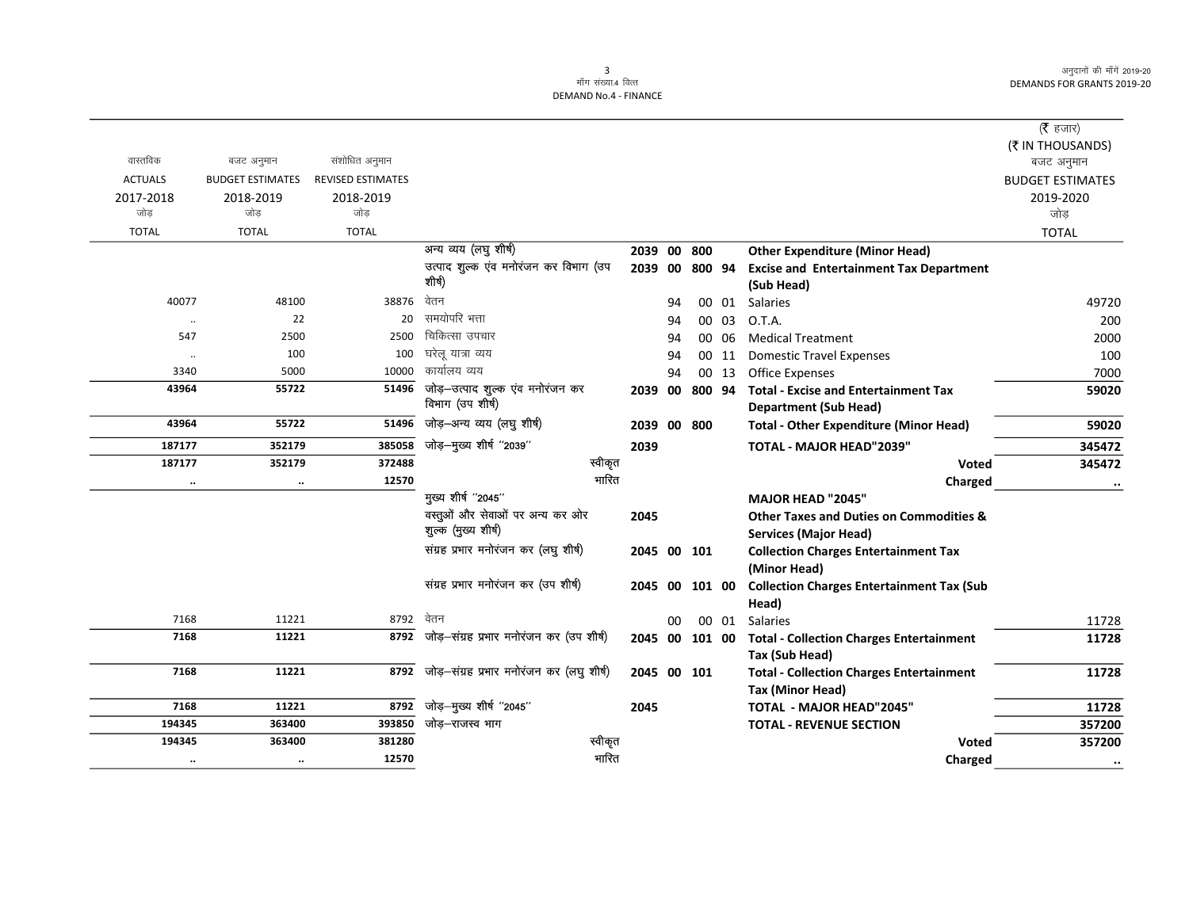| वास्तविक ACTUALS 2017-2018 जोड़ TOTAL | बजट अनुमान BUDGET ESTIMATES 2018-2019 जोड़ TOTAL | संशोधित अनुमान REVISED ESTIMATES 2018-2019 जोड़ TOTAL | | | | | | | (₹ हजार) (₹ IN THOUSANDS) बजट अनुमान BUDGET ESTIMATES 2019-2020 जोड़ TOTAL |
|---|---|---|---|---|---|---|---|---|---|
| | | | अन्य व्यय (लघु शीर्ष) | 2039 | 00 | 800 | | **Other Expenditure (Minor Head)** | |
| | | | उत्पाद शुल्क एंव मनोरंजन कर विभाग (उप शीर्ष) | 2039 | 00 | 800 | 94 | **Excise and Entertainment Tax Department (Sub Head)** | |
| 40077 | 48100 | 38876 | वेतन | | 94 | 00 | 01 | Salaries | 49720 |
| .. | 22 | 20 | समयोपरि भत्ता | | 94 | 00 | 03 | O.T.A. | 200 |
| 547 | 2500 | 2500 | चिकित्सा उपचार | | 94 | 00 | 06 | Medical Treatment | 2000 |
| .. | 100 | 100 | घरेलू यात्रा व्यय | | 94 | 00 | 11 | Domestic Travel Expenses | 100 |
| 3340 | 5000 | 10000 | कार्यालय व्यय | | 94 | 00 | 13 | Office Expenses | 7000 |
| **43964** | **55722** | **51496** | जोड़–उत्पाद शुल्क एंव मनोरंजन कर विभाग (उप शीर्ष) | 2039 | 00 | 800 | 94 | **Total - Excise and Entertainment Tax Department (Sub Head)** | **59020** |
| **43964** | **55722** | **51496** | जोड़–अन्य व्यय (लघु शीर्ष) | 2039 | 00 | 800 | | **Total - Other Expenditure (Minor Head)** | **59020** |
| **187177** | **352179** | **385058** | जोड़–मुख्य शीर्ष "2039" | 2039 | | | | **TOTAL - MAJOR HEAD"2039"** | **345472** |
| **187177** | **352179** | **372488** | स्वीकृत | | | | | **Voted** | **345472** |
| .. | .. | **12570** | भारित | | | | | **Charged** | .. |
| | | | मुख्य शीर्ष "2045" | | | | | **MAJOR HEAD "2045"** | |
| | | | वस्तुओं और सेवाओं पर अन्य कर ओर शुल्क (मुख्य शीर्ष) | 2045 | | | | **Other Taxes and Duties on Commodities & Services (Major Head)** | |
| | | | संग्रह प्रभार मनोरंजन कर (लघु शीर्ष) | 2045 | 00 | 101 | | **Collection Charges Entertainment Tax (Minor Head)** | |
| | | | संग्रह प्रभार मनोरंजन कर (उप शीर्ष) | 2045 | 00 | 101 | 00 | **Collection Charges Entertainment Tax (Sub Head)** | |
| 7168 | 11221 | 8792 | वेतन | | 00 | 00 | 01 | Salaries | 11728 |
| **7168** | **11221** | **8792** | जोड़–संग्रह प्रभार मनोरंजन कर (उप शीर्ष) | 2045 | 00 | 101 | 00 | **Total - Collection Charges Entertainment Tax (Sub Head)** | **11728** |
| **7168** | **11221** | **8792** | जोड़–संग्रह प्रभार मनोरंजन कर (लघु शीर्ष) | 2045 | 00 | 101 | | **Total - Collection Charges Entertainment Tax (Minor Head)** | **11728** |
| **7168** | **11221** | **8792** | जोड़–मुख्य शीर्ष "2045" | 2045 | | | | **TOTAL - MAJOR HEAD"2045"** | **11728** |
| **194345** | **363400** | **393850** | जोड़–राजस्व भाग | | | | | **TOTAL - REVENUE SECTION** | **357200** |
| **194345** | **363400** | **381280** | स्वीकृत | | | | | **Voted** | **357200** |
| .. | .. | **12570** | भारित | | | | | **Charged** | .. |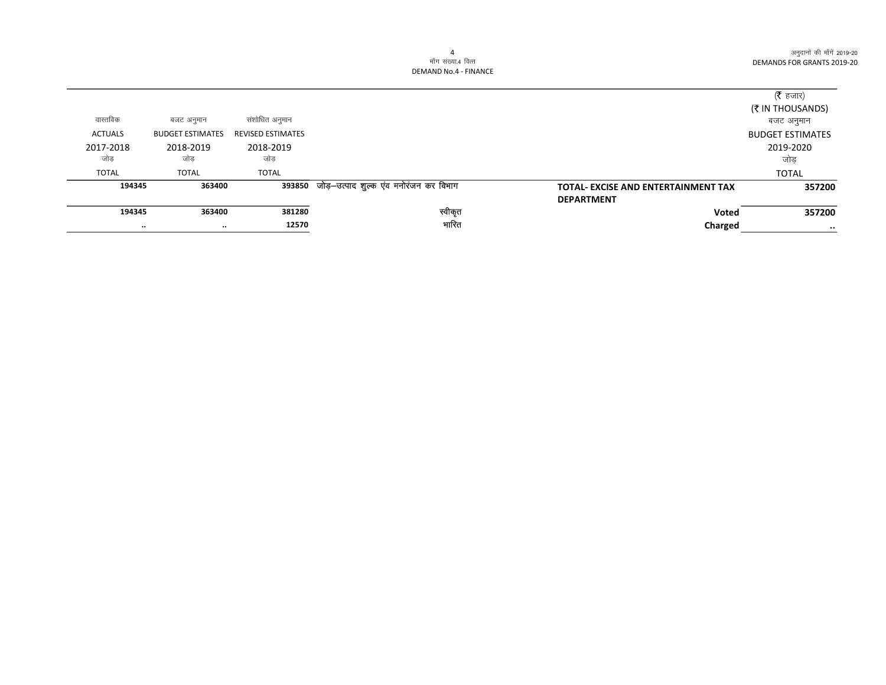मॉंग संख्या.4 वित्त
DEMAND No.4 - FINANCE

| वास्तविक ACTUALS 2017-2018 जोड़ TOTAL | बजट अनुमान BUDGET ESTIMATES 2018-2019 जोड़ TOTAL | संशोधित अनुमान REVISED ESTIMATES 2018-2019 जोड़ TOTAL | | | (₹ हजार) (₹ IN THOUSANDS) बजट अनुमान BUDGET ESTIMATES 2019-2020 जोड़ TOTAL |
|---|---|---|---|---|---|
| **194345** | **363400** | **393850** | जोड़–उत्पाद शुल्क एंव मनोरंजन कर विभाग | **TOTAL- EXCISE AND ENTERTAINMENT TAX DEPARTMENT** | **357200** |
| **194345** | **363400** | **381280** | स्वीकृत | **Voted** | **357200** |
| .. | .. | **12570** | भारित | **Charged** | .. |